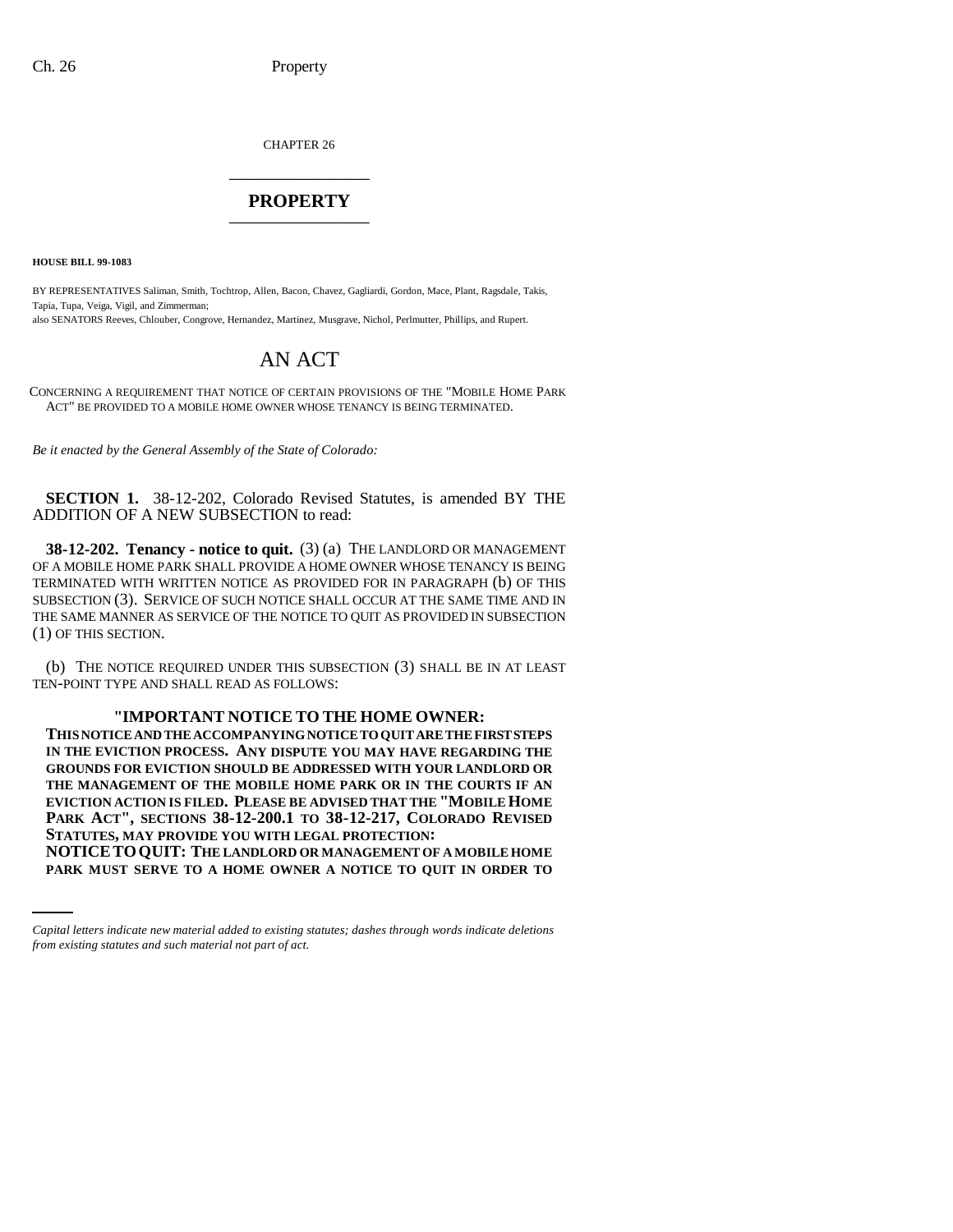CHAPTER 26

# PROPERTY

**HOUSE BILL 99-1083**

BY REPRESENTATIVES Saliman, Smith, Tochtrop, Allen, Bacon, Chavez, Gagliardi, Gordon, Mace, Plant, Ragsdale, Takis, Tapia, Tupa, Veiga, Vigil, and Zimmerman;
also SENATORS Reeves, Chlouber, Congrove, Hernandez, Martinez, Musgrave, Nichol, Perlmutter, Phillips, and Rupert.

# AN ACT

CONCERNING A REQUIREMENT THAT NOTICE OF CERTAIN PROVISIONS OF THE "MOBILE HOME PARK ACT" BE PROVIDED TO A MOBILE HOME OWNER WHOSE TENANCY IS BEING TERMINATED.

*Be it enacted by the General Assembly of the State of Colorado:*

**SECTION 1.** 38-12-202, Colorado Revised Statutes, is amended BY THE ADDITION OF A NEW SUBSECTION to read:

**38-12-202. Tenancy - notice to quit.** (3) (a) THE LANDLORD OR MANAGEMENT OF A MOBILE HOME PARK SHALL PROVIDE A HOME OWNER WHOSE TENANCY IS BEING TERMINATED WITH WRITTEN NOTICE AS PROVIDED FOR IN PARAGRAPH (b) OF THIS SUBSECTION (3). SERVICE OF SUCH NOTICE SHALL OCCUR AT THE SAME TIME AND IN THE SAME MANNER AS SERVICE OF THE NOTICE TO QUIT AS PROVIDED IN SUBSECTION (1) OF THIS SECTION.

(b) THE NOTICE REQUIRED UNDER THIS SUBSECTION (3) SHALL BE IN AT LEAST TEN-POINT TYPE AND SHALL READ AS FOLLOWS:

**"IMPORTANT NOTICE TO THE HOME OWNER:**
**THIS NOTICE AND THE ACCOMPANYING NOTICE TO QUIT ARE THE FIRST STEPS IN THE EVICTION PROCESS. ANY DISPUTE YOU MAY HAVE REGARDING THE GROUNDS FOR EVICTION SHOULD BE ADDRESSED WITH YOUR LANDLORD OR THE MANAGEMENT OF THE MOBILE HOME PARK OR IN THE COURTS IF AN EVICTION ACTION IS FILED. PLEASE BE ADVISED THAT THE "MOBILE HOME PARK ACT", SECTIONS 38-12-200.1 TO 38-12-217, COLORADO REVISED STATUTES, MAY PROVIDE YOU WITH LEGAL PROTECTION:**
**NOTICE TO QUIT: THE LANDLORD OR MANAGEMENT OF A MOBILE HOME PARK MUST SERVE TO A HOME OWNER A NOTICE TO QUIT IN ORDER TO**

*Capital letters indicate new material added to existing statutes; dashes through words indicate deletions from existing statutes and such material not part of act.*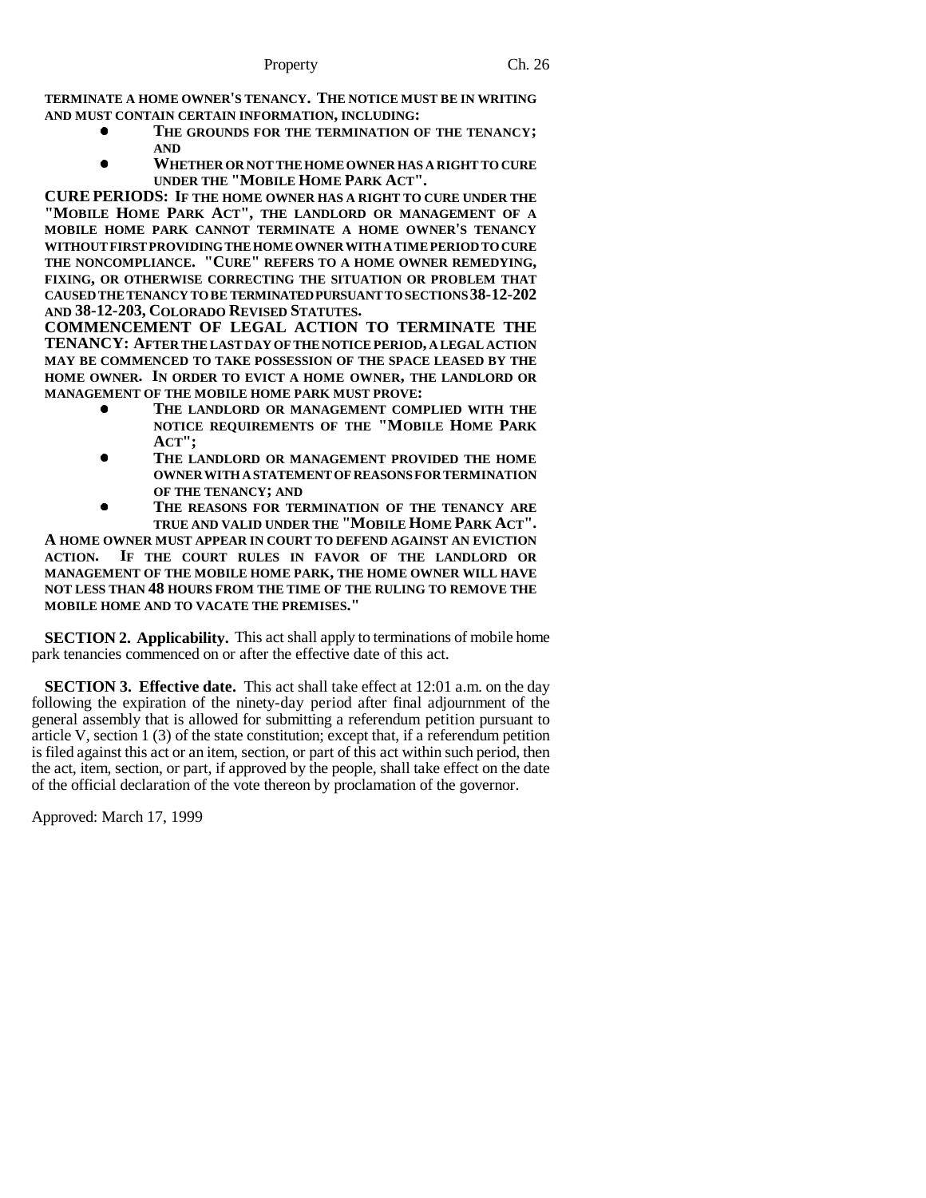**TERMINATE A HOME OWNER'S TENANCY. THE NOTICE MUST BE IN WRITING AND MUST CONTAIN CERTAIN INFORMATION, INCLUDING:**

- **THE GROUNDS FOR THE TERMINATION OF THE TENANCY; AND**
- **WHETHER OR NOT THE HOME OWNER HAS A RIGHT TO CURE UNDER THE "MOBILE HOME PARK ACT".**

**CURE PERIODS: IF THE HOME OWNER HAS A RIGHT TO CURE UNDER THE "MOBILE HOME PARK ACT", THE LANDLORD OR MANAGEMENT OF A MOBILE HOME PARK CANNOT TERMINATE A HOME OWNER'S TENANCY WITHOUT FIRST PROVIDING THE HOME OWNER WITH A TIME PERIOD TO CURE THE NONCOMPLIANCE. "CURE" REFERS TO A HOME OWNER REMEDYING, FIXING, OR OTHERWISE CORRECTING THE SITUATION OR PROBLEM THAT CAUSED THE TENANCY TO BE TERMINATED PURSUANT TO SECTIONS 38-12-202 AND 38-12-203, COLORADO REVISED STATUTES.**

**COMMENCEMENT OF LEGAL ACTION TO TERMINATE THE TENANCY: AFTER THE LAST DAY OF THE NOTICE PERIOD, A LEGAL ACTION MAY BE COMMENCED TO TAKE POSSESSION OF THE SPACE LEASED BY THE HOME OWNER. IN ORDER TO EVICT A HOME OWNER, THE LANDLORD OR MANAGEMENT OF THE MOBILE HOME PARK MUST PROVE:**

- **THE LANDLORD OR MANAGEMENT COMPLIED WITH THE NOTICE REQUIREMENTS OF THE "MOBILE HOME PARK ACT";**
- **THE LANDLORD OR MANAGEMENT PROVIDED THE HOME OWNER WITH A STATEMENT OF REASONS FOR TERMINATION OF THE TENANCY; AND**
- **THE REASONS FOR TERMINATION OF THE TENANCY ARE TRUE AND VALID UNDER THE "MOBILE HOME PARK ACT".**

**A HOME OWNER MUST APPEAR IN COURT TO DEFEND AGAINST AN EVICTION ACTION. IF THE COURT RULES IN FAVOR OF THE LANDLORD OR MANAGEMENT OF THE MOBILE HOME PARK, THE HOME OWNER WILL HAVE NOT LESS THAN 48 HOURS FROM THE TIME OF THE RULING TO REMOVE THE MOBILE HOME AND TO VACATE THE PREMISES."**

**SECTION 2. Applicability.** This act shall apply to terminations of mobile home park tenancies commenced on or after the effective date of this act.

**SECTION 3. Effective date.** This act shall take effect at 12:01 a.m. on the day following the expiration of the ninety-day period after final adjournment of the general assembly that is allowed for submitting a referendum petition pursuant to article V, section 1 (3) of the state constitution; except that, if a referendum petition is filed against this act or an item, section, or part of this act within such period, then the act, item, section, or part, if approved by the people, shall take effect on the date of the official declaration of the vote thereon by proclamation of the governor.

Approved: March 17, 1999